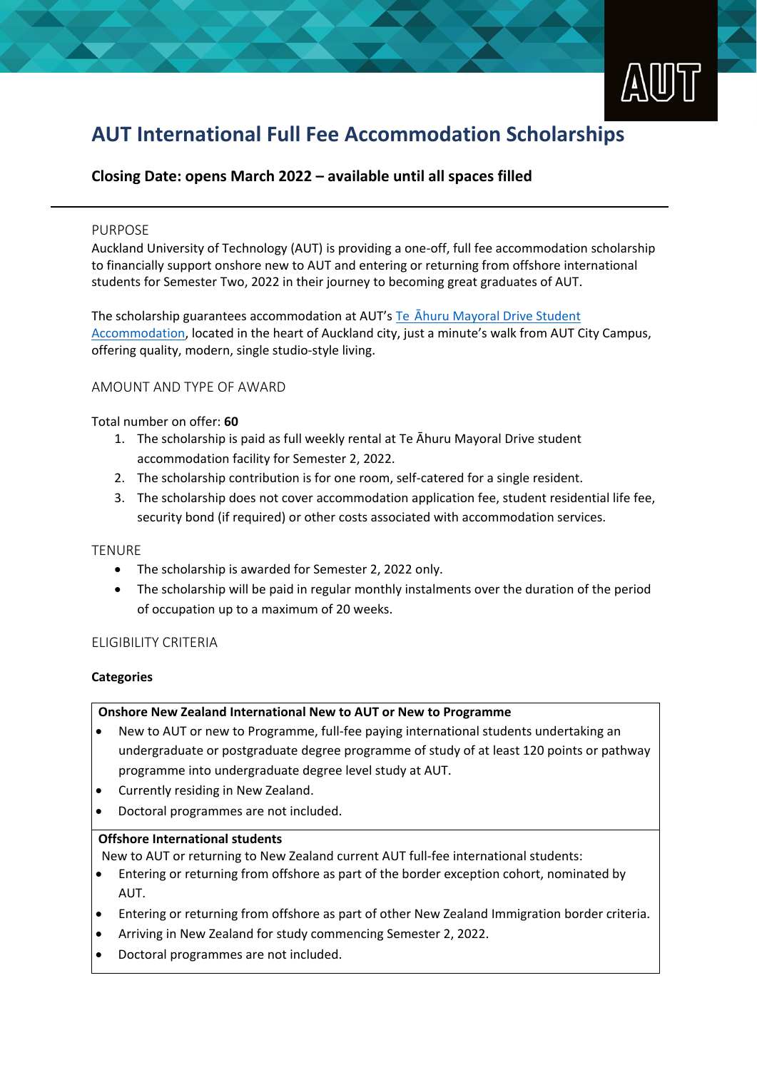# AUT International Full Fee Accommodation Scholarships

**Closing Date: opens March 2022 – available until all spaces filled**

---

## PURPOSE

Auckland University of Technology (AUT) is providing a one-off, full fee accommodation scholarship to financially support onshore new to AUT and entering or returning from offshore international students for Semester Two, 2022 in their journey to becoming great graduates of AUT.

The scholarship guarantees accommodation at AUT's [Te Āhuru Mayoral Drive Student Accommodation](), located in the heart of Auckland city, just a minute's walk from AUT City Campus, offering quality, modern, single studio-style living.

## AMOUNT AND TYPE OF AWARD

Total number on offer: **60**

1. The scholarship is paid as full weekly rental at Te Āhuru Mayoral Drive student accommodation facility for Semester 2, 2022.
2. The scholarship contribution is for one room, self-catered for a single resident.
3. The scholarship does not cover accommodation application fee, student residential life fee, security bond (if required) or other costs associated with accommodation services.

## TENURE

- The scholarship is awarded for Semester 2, 2022 only.
- The scholarship will be paid in regular monthly instalments over the duration of the period of occupation up to a maximum of 20 weeks.

## ELIGIBILITY CRITERIA

**Categories**

**Onshore New Zealand International New to AUT or New to Programme**

- New to AUT or new to Programme, full-fee paying international students undertaking an undergraduate or postgraduate degree programme of study of at least 120 points or pathway programme into undergraduate degree level study at AUT.
- Currently residing in New Zealand.
- Doctoral programmes are not included.

**Offshore International students**

New to AUT or returning to New Zealand current AUT full-fee international students:

- Entering or returning from offshore as part of the border exception cohort, nominated by AUT.
- Entering or returning from offshore as part of other New Zealand Immigration border criteria.
- Arriving in New Zealand for study commencing Semester 2, 2022.
- Doctoral programmes are not included.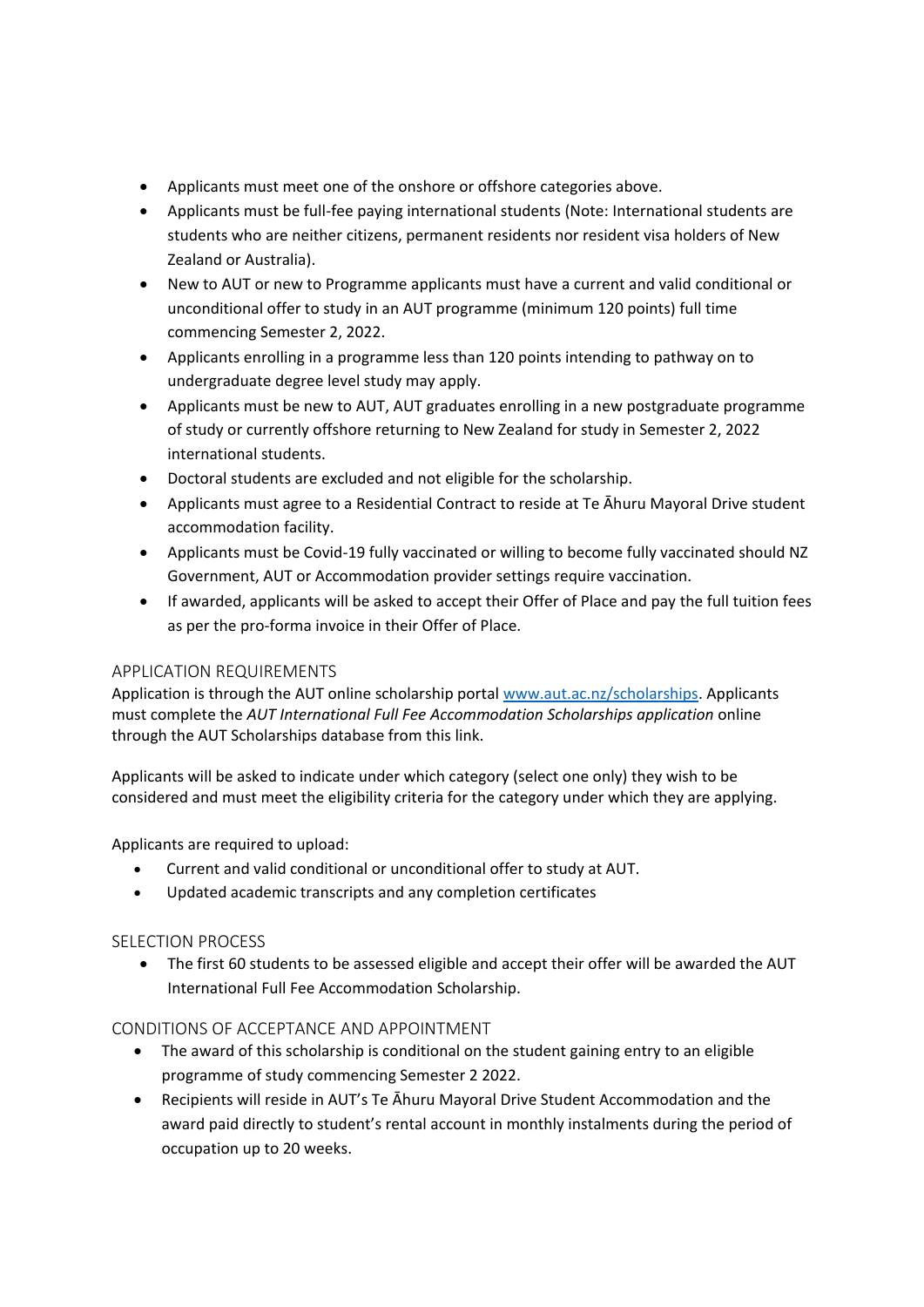- Applicants must meet one of the onshore or offshore categories above.
- Applicants must be full-fee paying international students (Note: International students are students who are neither citizens, permanent residents nor resident visa holders of New Zealand or Australia).
- New to AUT or new to Programme applicants must have a current and valid conditional or unconditional offer to study in an AUT programme (minimum 120 points) full time commencing Semester 2, 2022.
- Applicants enrolling in a programme less than 120 points intending to pathway on to undergraduate degree level study may apply.
- Applicants must be new to AUT, AUT graduates enrolling in a new postgraduate programme of study or currently offshore returning to New Zealand for study in Semester 2, 2022 international students.
- Doctoral students are excluded and not eligible for the scholarship.
- Applicants must agree to a Residential Contract to reside at Te Āhuru Mayoral Drive student accommodation facility.
- Applicants must be Covid-19 fully vaccinated or willing to become fully vaccinated should NZ Government, AUT or Accommodation provider settings require vaccination.
- If awarded, applicants will be asked to accept their Offer of Place and pay the full tuition fees as per the pro-forma invoice in their Offer of Place.

## APPLICATION REQUIREMENTS

Application is through the AUT online scholarship portal [www.aut.ac.nz/scholarships](http://www.aut.ac.nz/scholarships). Applicants must complete the *AUT International Full Fee Accommodation Scholarships application* online through the AUT Scholarships database from this link.

Applicants will be asked to indicate under which category (select one only) they wish to be considered and must meet the eligibility criteria for the category under which they are applying.

Applicants are required to upload:

- Current and valid conditional or unconditional offer to study at AUT.
- Updated academic transcripts and any completion certificates

## SELECTION PROCESS

- The first 60 students to be assessed eligible and accept their offer will be awarded the AUT International Full Fee Accommodation Scholarship.

## CONDITIONS OF ACCEPTANCE AND APPOINTMENT

- The award of this scholarship is conditional on the student gaining entry to an eligible programme of study commencing Semester 2 2022.
- Recipients will reside in AUT's Te Āhuru Mayoral Drive Student Accommodation and the award paid directly to student's rental account in monthly instalments during the period of occupation up to 20 weeks.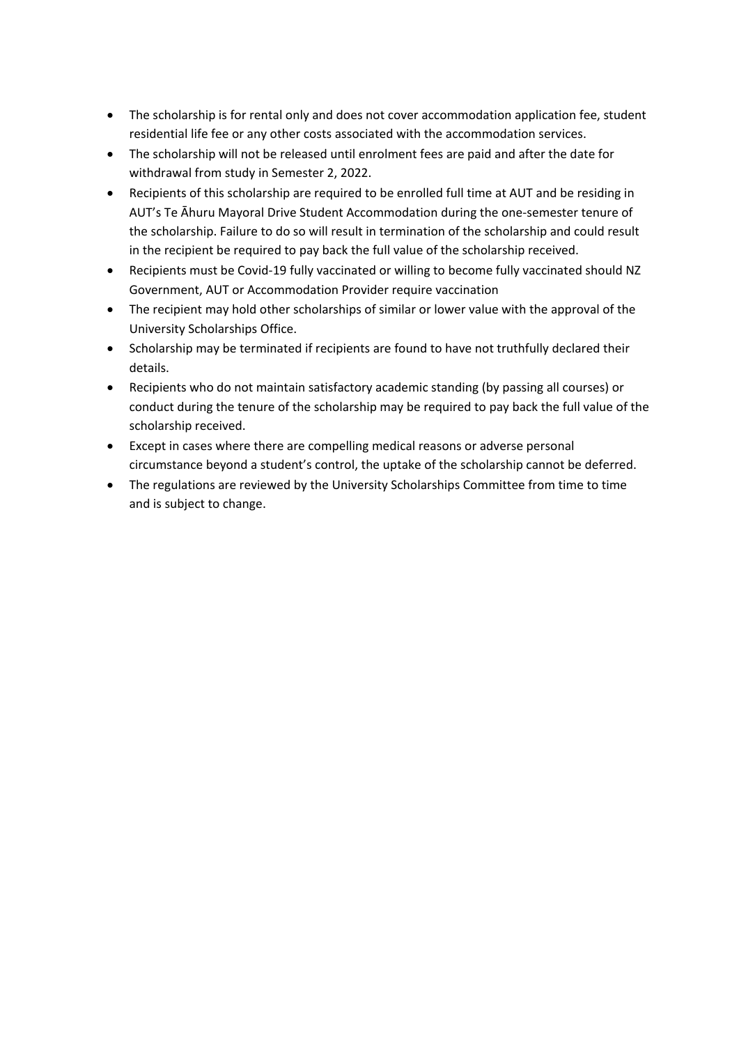- The scholarship is for rental only and does not cover accommodation application fee, student residential life fee or any other costs associated with the accommodation services.
- The scholarship will not be released until enrolment fees are paid and after the date for withdrawal from study in Semester 2, 2022.
- Recipients of this scholarship are required to be enrolled full time at AUT and be residing in AUT's Te Āhuru Mayoral Drive Student Accommodation during the one-semester tenure of the scholarship. Failure to do so will result in termination of the scholarship and could result in the recipient be required to pay back the full value of the scholarship received.
- Recipients must be Covid-19 fully vaccinated or willing to become fully vaccinated should NZ Government, AUT or Accommodation Provider require vaccination
- The recipient may hold other scholarships of similar or lower value with the approval of the University Scholarships Office.
- Scholarship may be terminated if recipients are found to have not truthfully declared their details.
- Recipients who do not maintain satisfactory academic standing (by passing all courses) or conduct during the tenure of the scholarship may be required to pay back the full value of the scholarship received.
- Except in cases where there are compelling medical reasons or adverse personal circumstance beyond a student's control, the uptake of the scholarship cannot be deferred.
- The regulations are reviewed by the University Scholarships Committee from time to time and is subject to change.